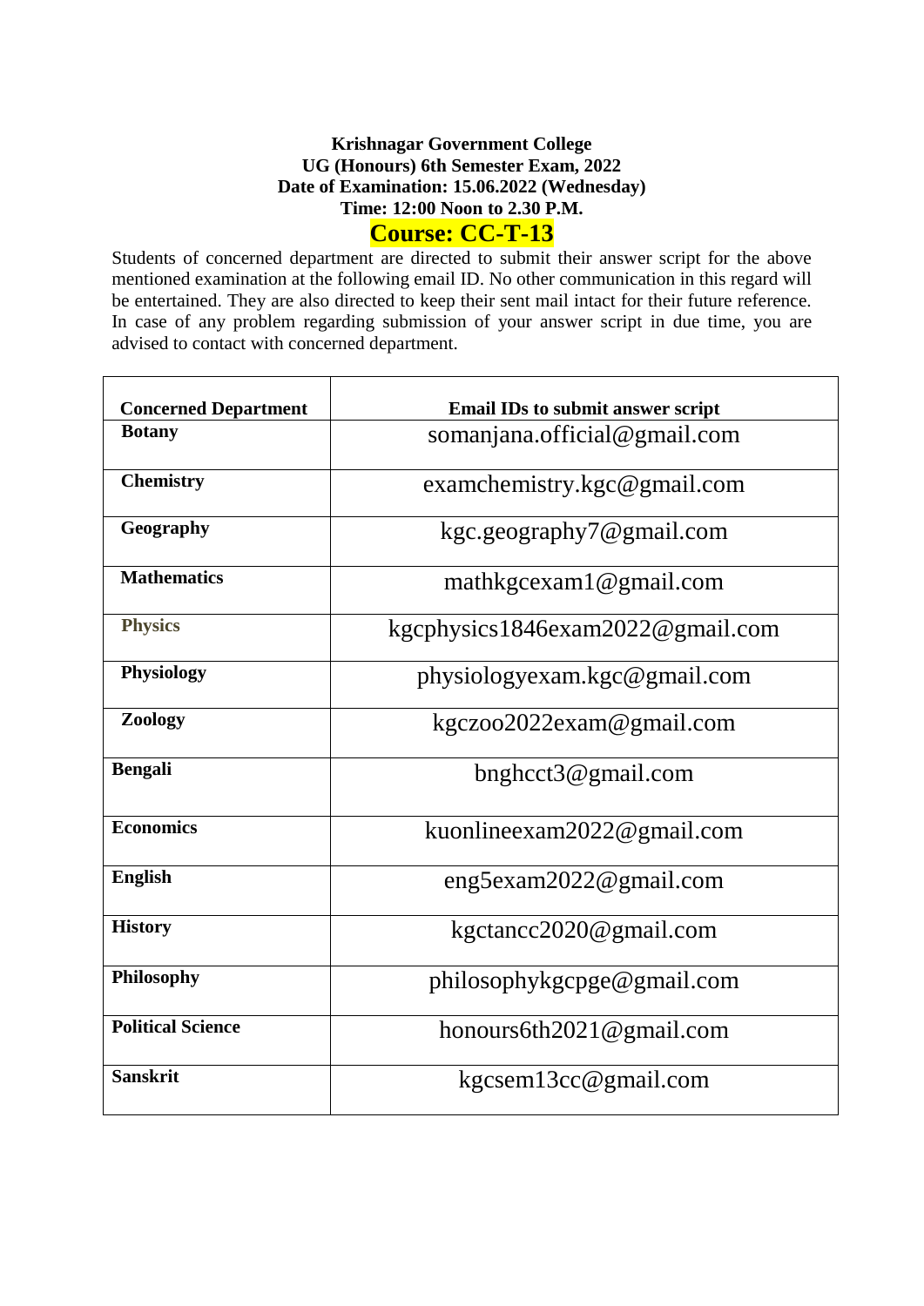**Krishnagar Government College**
**UG (Honours) 6th Semester Exam, 2022**
**Date of Examination: 15.06.2022 (Wednesday)**
**Time: 12:00 Noon to 2.30 P.M.**

## Course: CC-T-13

Students of concerned department are directed to submit their answer script for the above mentioned examination at the following email ID. No other communication in this regard will be entertained. They are also directed to keep their sent mail intact for their future reference. In case of any problem regarding submission of your answer script in due time, you are advised to contact with concerned department.

| Concerned Department | Email IDs to submit answer script |
|---|---|
| **Botany** | somanjana.official@gmail.com |
| **Chemistry** | examchemistry.kgc@gmail.com |
| **Geography** | kgc.geography7@gmail.com |
| **Mathematics** | mathkgcexam1@gmail.com |
| **Physics** | kgcphysics1846exam2022@gmail.com |
| **Physiology** | physiologyexam.kgc@gmail.com |
| **Zoology** | kgczoo2022exam@gmail.com |
| **Bengali** | bnghcct3@gmail.com |
| **Economics** | kuonlineexam2022@gmail.com |
| **English** | eng5exam2022@gmail.com |
| **History** | kgctancc2020@gmail.com |
| **Philosophy** | philosophykgcpge@gmail.com |
| **Political Science** | honours6th2021@gmail.com |
| **Sanskrit** | kgcsem13cc@gmail.com |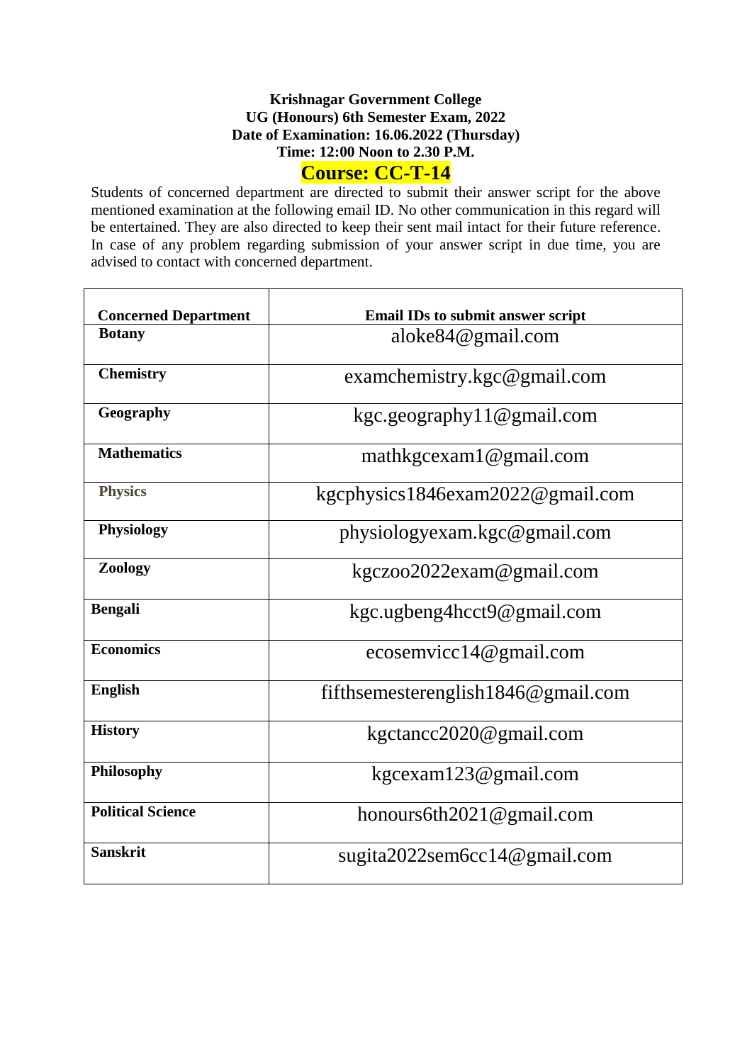**Krishnagar Government College**
**UG (Honours) 6th Semester Exam, 2022**
**Date of Examination: 16.06.2022 (Thursday)**
**Time: 12:00 Noon to 2.30 P.M.**

## Course: CC-T-14

Students of concerned department are directed to submit their answer script for the above mentioned examination at the following email ID. No other communication in this regard will be entertained. They are also directed to keep their sent mail intact for their future reference. In case of any problem regarding submission of your answer script in due time, you are advised to contact with concerned department.

| Concerned Department | Email IDs to submit answer script |
|---|---|
| **Botany** | aloke84@gmail.com |
| **Chemistry** | examchemistry.kgc@gmail.com |
| **Geography** | kgc.geography11@gmail.com |
| **Mathematics** | mathkgcexam1@gmail.com |
| **Physics** | kgcphysics1846exam2022@gmail.com |
| **Physiology** | physiologyexam.kgc@gmail.com |
| **Zoology** | kgczoo2022exam@gmail.com |
| **Bengali** | kgc.ugbeng4hcct9@gmail.com |
| **Economics** | ecosemvicc14@gmail.com |
| **English** | fifthsemesterenglish1846@gmail.com |
| **History** | kgctancc2020@gmail.com |
| **Philosophy** | kgcexam123@gmail.com |
| **Political Science** | honours6th2021@gmail.com |
| **Sanskrit** | sugita2022sem6cc14@gmail.com |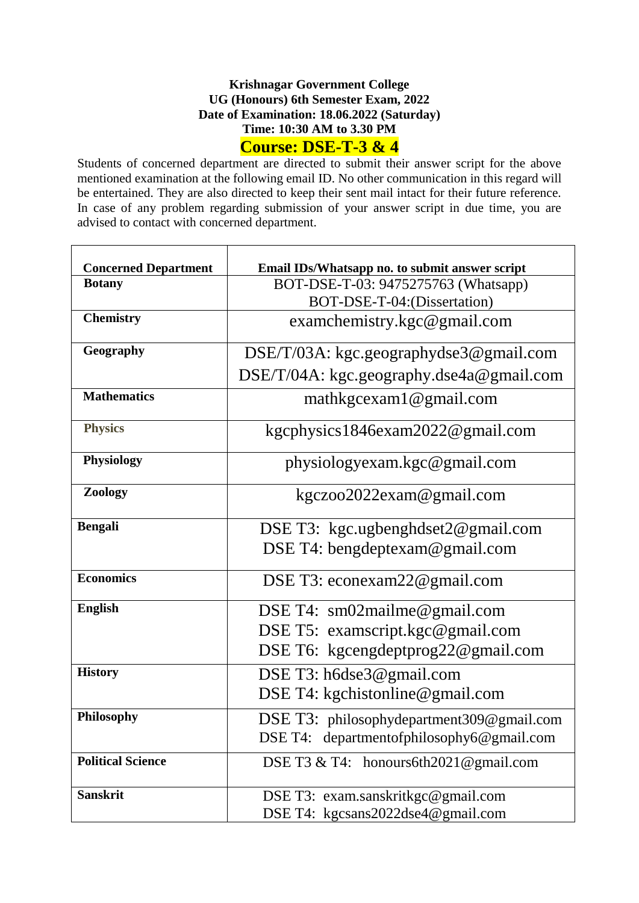**Krishnagar Government College**
**UG (Honours) 6th Semester Exam, 2022**
**Date of Examination: 18.06.2022 (Saturday)**
**Time: 10:30 AM to 3.30 PM**

## Course: DSE-T-3 & 4

Students of concerned department are directed to submit their answer script for the above mentioned examination at the following email ID. No other communication in this regard will be entertained. They are also directed to keep their sent mail intact for their future reference. In case of any problem regarding submission of your answer script in due time, you are advised to contact with concerned department.

| Concerned Department | Email IDs/Whatsapp no. to submit answer script |
|---|---|
| **Botany** | BOT-DSE-T-03: 9475275763 (Whatsapp)<br>BOT-DSE-T-04:(Dissertation) |
| **Chemistry** | examchemistry.kgc@gmail.com |
| **Geography** | DSE/T/03A: kgc.geographydse3@gmail.com<br>DSE/T/04A: kgc.geography.dse4a@gmail.com |
| **Mathematics** | mathkgcexam1@gmail.com |
| **Physics** | kgcphysics1846exam2022@gmail.com |
| **Physiology** | physiologyexam.kgc@gmail.com |
| **Zoology** | kgczoo2022exam@gmail.com |
| **Bengali** | DSE T3: kgc.ugbenghdset2@gmail.com<br>DSE T4: bengdeptexam@gmail.com |
| **Economics** | DSE T3: econexam22@gmail.com |
| **English** | DSE T4: sm02mailme@gmail.com<br>DSE T5: examscript.kgc@gmail.com<br>DSE T6: kgcengdeptprog22@gmail.com |
| **History** | DSE T3: h6dse3@gmail.com<br>DSE T4: kgchistonline@gmail.com |
| **Philosophy** | DSE T3: philosophydepartment309@gmail.com<br>DSE T4: departmentofphilosophy6@gmail.com |
| **Political Science** | DSE T3 & T4: honours6th2021@gmail.com |
| **Sanskrit** | DSE T3: exam.sanskritkgc@gmail.com<br>DSE T4: kgcsans2022dse4@gmail.com |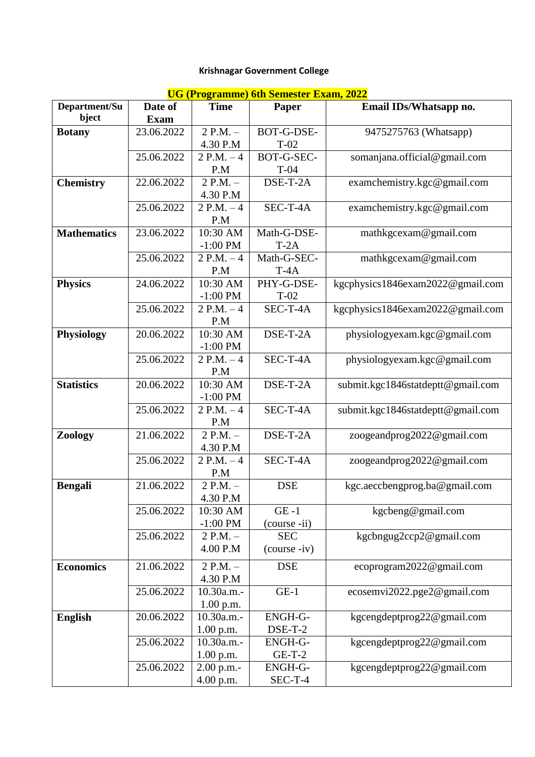## Krishnagar Government College

### UG (Programme) 6th Semester Exam, 2022

| Department/Subject | Date of Exam | Time | Paper | Email IDs/Whatsapp no. |
|---|---|---|---|---|
| **Botany** | 23.06.2022 | 2 P.M. – 4.30 P.M | BOT-G-DSE-T-02 | 9475275763 (Whatsapp) |
| | 25.06.2022 | 2 P.M. – 4 P.M | BOT-G-SEC-T-04 | somanjana.official@gmail.com |
| **Chemistry** | 22.06.2022 | 2 P.M. – 4.30 P.M | DSE-T-2A | examchemistry.kgc@gmail.com |
| | 25.06.2022 | 2 P.M. – 4 P.M | SEC-T-4A | examchemistry.kgc@gmail.com |
| **Mathematics** | 23.06.2022 | 10:30 AM -1:00 PM | Math-G-DSE-T-2A | mathkgcexam@gmail.com |
| | 25.06.2022 | 2 P.M. – 4 P.M | Math-G-SEC-T-4A | mathkgcexam@gmail.com |
| **Physics** | 24.06.2022 | 10:30 AM -1:00 PM | PHY-G-DSE-T-02 | kgcphysics1846exam2022@gmail.com |
| | 25.06.2022 | 2 P.M. – 4 P.M | SEC-T-4A | kgcphysics1846exam2022@gmail.com |
| **Physiology** | 20.06.2022 | 10:30 AM -1:00 PM | DSE-T-2A | physiologyexam.kgc@gmail.com |
| | 25.06.2022 | 2 P.M. – 4 P.M | SEC-T-4A | physiologyexam.kgc@gmail.com |
| **Statistics** | 20.06.2022 | 10:30 AM -1:00 PM | DSE-T-2A | submit.kgc1846statdeptt@gmail.com |
| | 25.06.2022 | 2 P.M. – 4 P.M | SEC-T-4A | submit.kgc1846statdeptt@gmail.com |
| **Zoology** | 21.06.2022 | 2 P.M. – 4.30 P.M | DSE-T-2A | zoogeandprog2022@gmail.com |
| | 25.06.2022 | 2 P.M. – 4 P.M | SEC-T-4A | zoogeandprog2022@gmail.com |
| **Bengali** | 21.06.2022 | 2 P.M. – 4.30 P.M | DSE | kgc.aeccbengprog.ba@gmail.com |
| | 25.06.2022 | 10:30 AM -1:00 PM | GE -1 (course -ii) | kgcbeng@gmail.com |
| | 25.06.2022 | 2 P.M. – 4.00 P.M | SEC (course -iv) | kgcbngug2ccp2@gmail.com |
| **Economics** | 21.06.2022 | 2 P.M. – 4.30 P.M | DSE | ecoprogram2022@gmail.com |
| | 25.06.2022 | 10.30a.m.- 1.00 p.m. | GE-1 | ecosemvi2022.pge2@gmail.com |
| **English** | 20.06.2022 | 10.30a.m.- 1.00 p.m. | ENGH-G-DSE-T-2 | kgcengdeptprog22@gmail.com |
| | 25.06.2022 | 10.30a.m.- 1.00 p.m. | ENGH-G-GE-T-2 | kgcengdeptprog22@gmail.com |
| | 25.06.2022 | 2.00 p.m.- 4.00 p.m. | ENGH-G-SEC-T-4 | kgcengdeptprog22@gmail.com |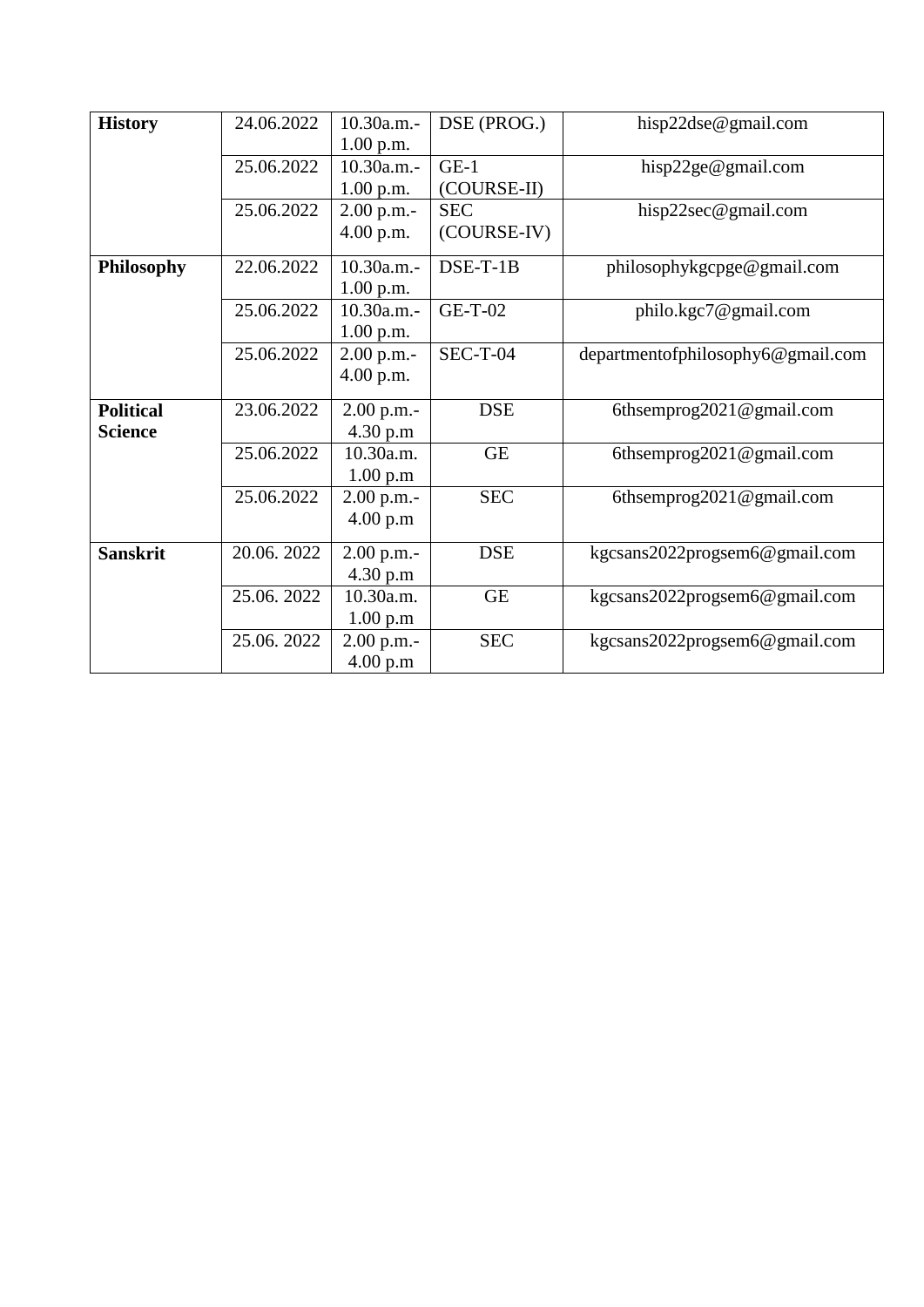| | | | | |
|---|---|---|---|---|
| **History** | 24.06.2022 | 10.30a.m.- 1.00 p.m. | DSE (PROG.) | hisp22dse@gmail.com |
| | 25.06.2022 | 10.30a.m.- 1.00 p.m. | GE-1 (COURSE-II) | hisp22ge@gmail.com |
| | 25.06.2022 | 2.00 p.m.- 4.00 p.m. | SEC (COURSE-IV) | hisp22sec@gmail.com |
| **Philosophy** | 22.06.2022 | 10.30a.m.- 1.00 p.m. | DSE-T-1B | philosophykgcpge@gmail.com |
| | 25.06.2022 | 10.30a.m.- 1.00 p.m. | GE-T-02 | philo.kgc7@gmail.com |
| | 25.06.2022 | 2.00 p.m.- 4.00 p.m. | SEC-T-04 | departmentofphilosophy6@gmail.com |
| **Political Science** | 23.06.2022 | 2.00 p.m.- 4.30 p.m | DSE | 6thsemprog2021@gmail.com |
| | 25.06.2022 | 10.30a.m. 1.00 p.m | GE | 6thsemprog2021@gmail.com |
| | 25.06.2022 | 2.00 p.m.- 4.00 p.m | SEC | 6thsemprog2021@gmail.com |
| **Sanskrit** | 20.06. 2022 | 2.00 p.m.- 4.30 p.m | DSE | kgcsans2022progsem6@gmail.com |
| | 25.06. 2022 | 10.30a.m. 1.00 p.m | GE | kgcsans2022progsem6@gmail.com |
| | 25.06. 2022 | 2.00 p.m.- 4.00 p.m | SEC | kgcsans2022progsem6@gmail.com |